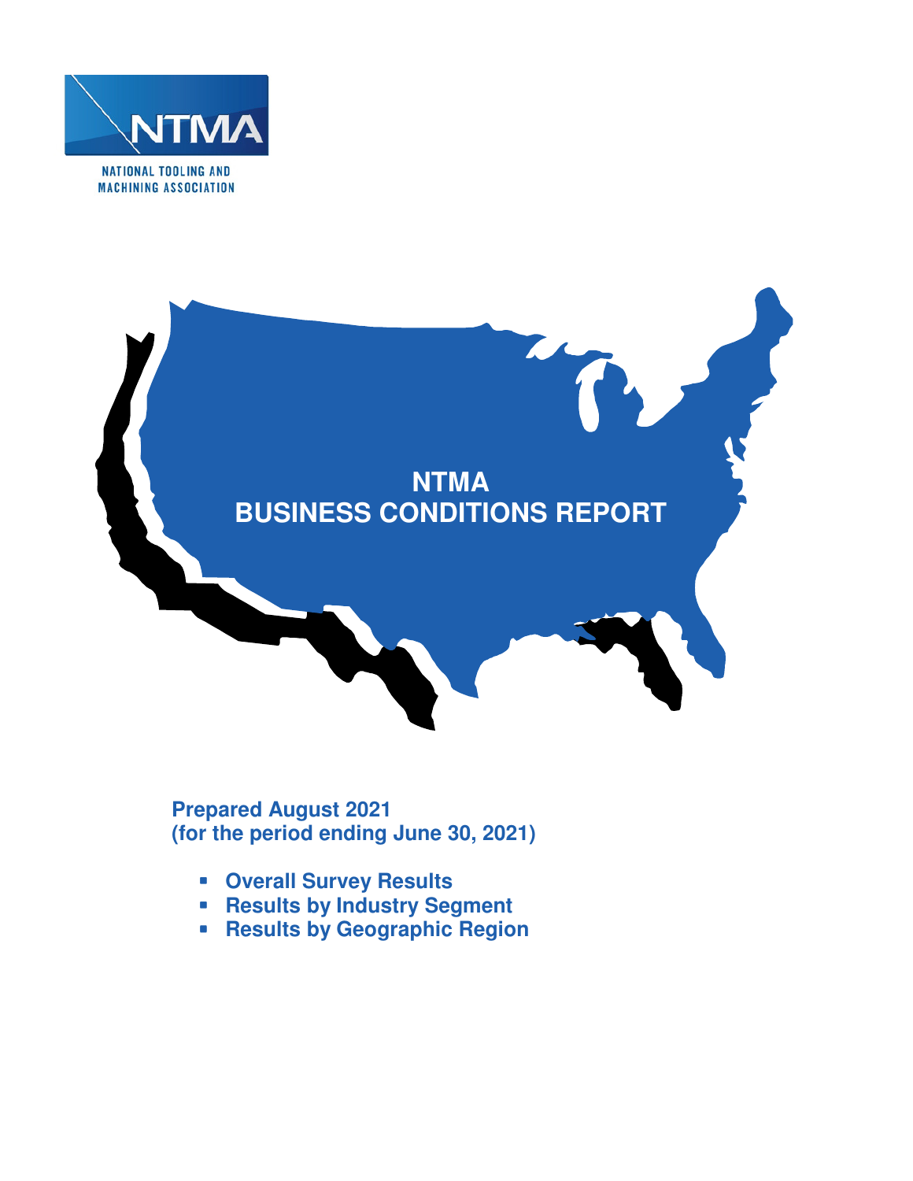NATIONAL TOOLING AND MACHINING ASSOCIATION

# NTMA BUSINESS CONDITIONS REPORT

**Prepared August 2021**
**(for the period ending June 30, 2021)**

- **Overall Survey Results**
- **Results by Industry Segment**
- **Results by Geographic Region**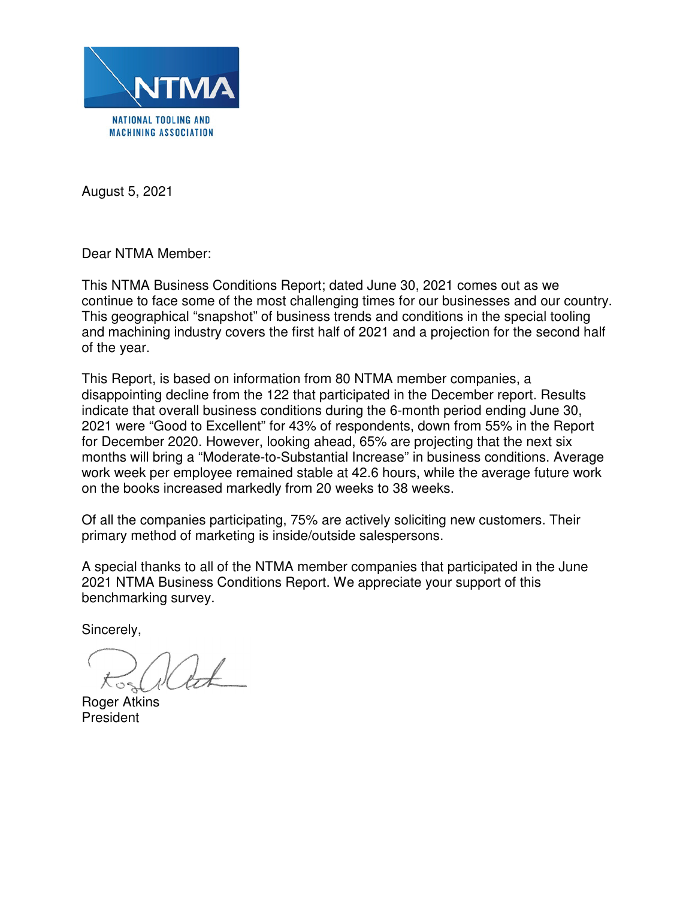NTMA

NATIONAL TOOLING AND MACHINING ASSOCIATION

August 5, 2021

Dear NTMA Member:

This NTMA Business Conditions Report; dated June 30, 2021 comes out as we continue to face some of the most challenging times for our businesses and our country. This geographical "snapshot" of business trends and conditions in the special tooling and machining industry covers the first half of 2021 and a projection for the second half of the year.

This Report, is based on information from 80 NTMA member companies, a disappointing decline from the 122 that participated in the December report. Results indicate that overall business conditions during the 6-month period ending June 30, 2021 were "Good to Excellent" for 43% of respondents, down from 55% in the Report for December 2020. However, looking ahead, 65% are projecting that the next six months will bring a "Moderate-to-Substantial Increase" in business conditions. Average work week per employee remained stable at 42.6 hours, while the average future work on the books increased markedly from 20 weeks to 38 weeks.

Of all the companies participating, 75% are actively soliciting new customers. Their primary method of marketing is inside/outside salespersons.

A special thanks to all of the NTMA member companies that participated in the June 2021 NTMA Business Conditions Report. We appreciate your support of this benchmarking survey.

Sincerely,

Roger Atkins
President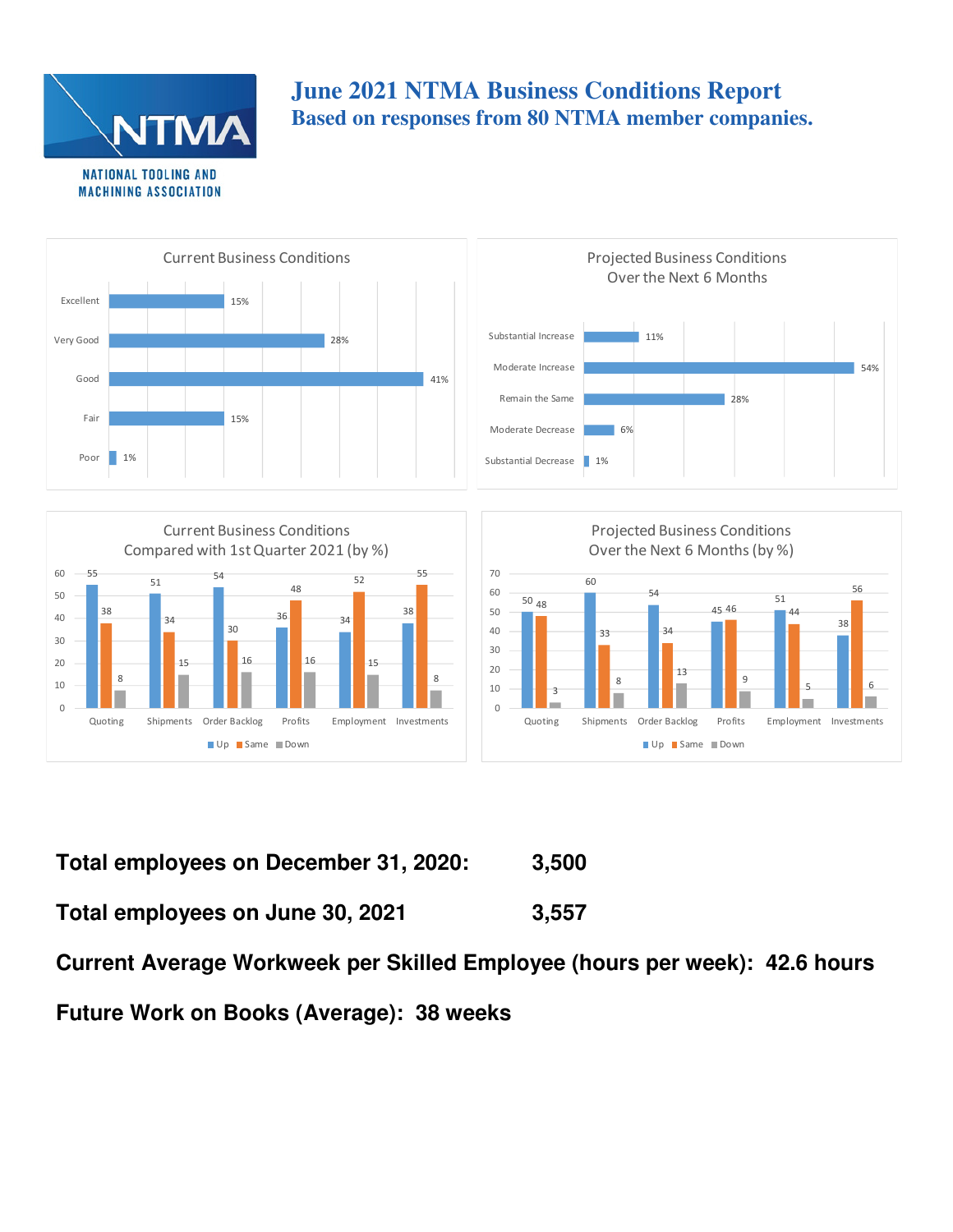# June 2021 NTMA Business Conditions Report

## Based on responses from 80 NTMA member companies.

NTMA

NATIONAL TOOLING AND MACHINING ASSOCIATION

### Current Business Conditions

| Rating | % |
|---|---|
| Excellent | 15% |
| Very Good | 28% |
| Good | 41% |
| Fair | 15% |
| Poor | 1% |

### Projected Business Conditions Over the Next 6 Months

| Projection | % |
|---|---|
| Substantial Increase | 11% |
| Moderate Increase | 54% |
| Remain the Same | 28% |
| Moderate Decrease | 6% |
| Substantial Decrease | 1% |

### Current Business Conditions Compared with 1st Quarter 2021 (by %)

| | Up | Same | Down |
|---|---|---|---|
| Quoting | 55 | 38 | 8 |
| Shipments | 51 | 34 | 15 |
| Order Backlog | 54 | 30 | 16 |
| Profits | 36 | 48 | 16 |
| Employment | 34 | 52 | 15 |
| Investments | 38 | 55 | 8 |

### Projected Business Conditions Over the Next 6 Months (by %)

| | Up | Same | Down |
|---|---|---|---|
| Quoting | 50 | 48 | 3 |
| Shipments | 60 | 33 | 8 |
| Order Backlog | 54 | 34 | 13 |
| Profits | 45 | 46 | 9 |
| Employment | 51 | 44 | 5 |
| Investments | 38 | 56 | 6 |

**Total employees on December 31, 2020: 3,500**

**Total employees on June 30, 2021 3,557**

**Current Average Workweek per Skilled Employee (hours per week): 42.6 hours**

**Future Work on Books (Average): 38 weeks**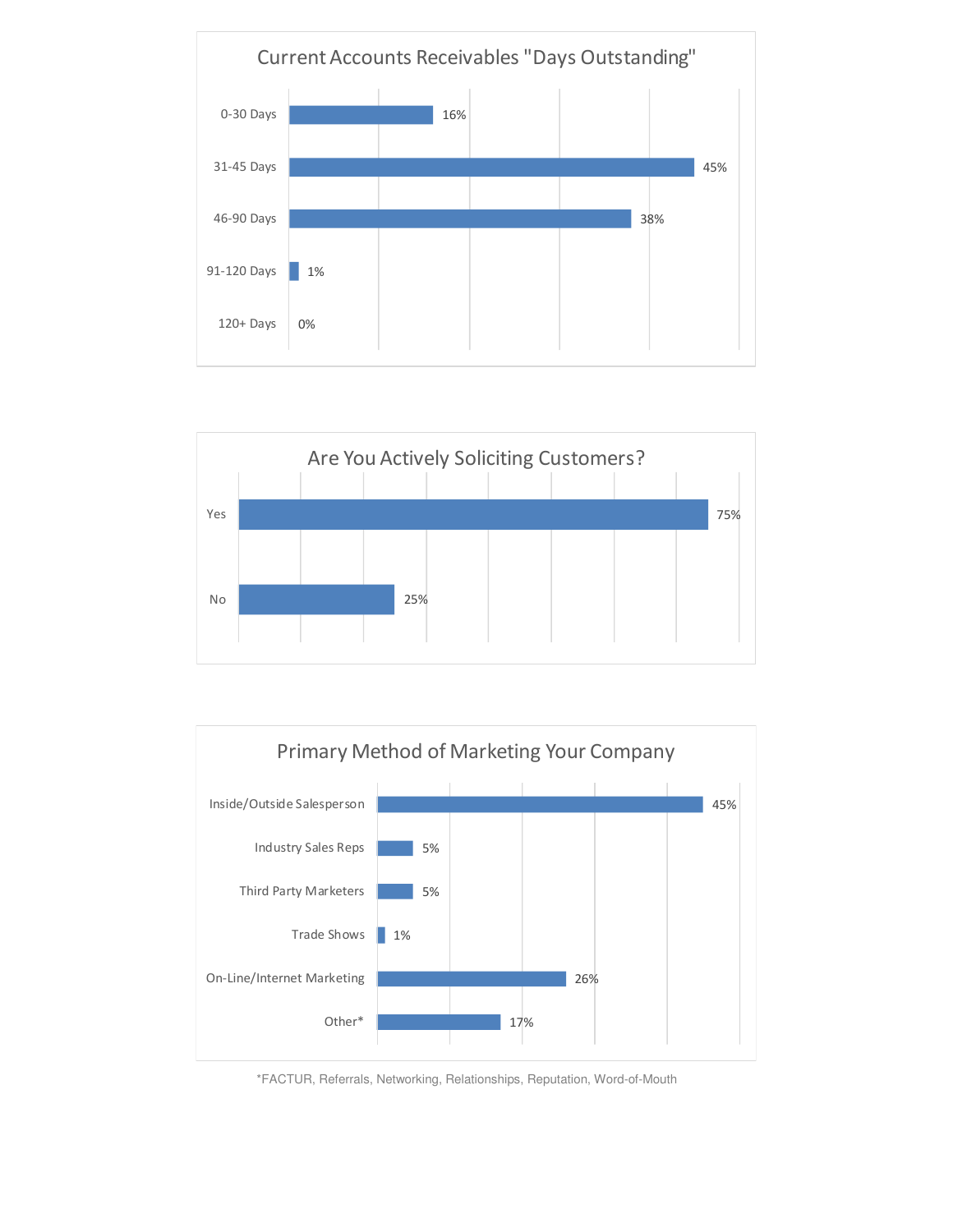## Current Accounts Receivables "Days Outstanding"

| Days Outstanding | Percentage |
|---|---|
| 0-30 Days | 16% |
| 31-45 Days | 45% |
| 46-90 Days | 38% |
| 91-120 Days | 1% |
| 120+ Days | 0% |

## Are You Actively Soliciting Customers?

| Response | Percentage |
|---|---|
| Yes | 75% |
| No | 25% |

## Primary Method of Marketing Your Company

| Method | Percentage |
|---|---|
| Inside/Outside Salesperson | 45% |
| Industry Sales Reps | 5% |
| Third Party Marketers | 5% |
| Trade Shows | 1% |
| On-Line/Internet Marketing | 26% |
| Other* | 17% |

*FACTUR, Referrals, Networking, Relationships, Reputation, Word-of-Mouth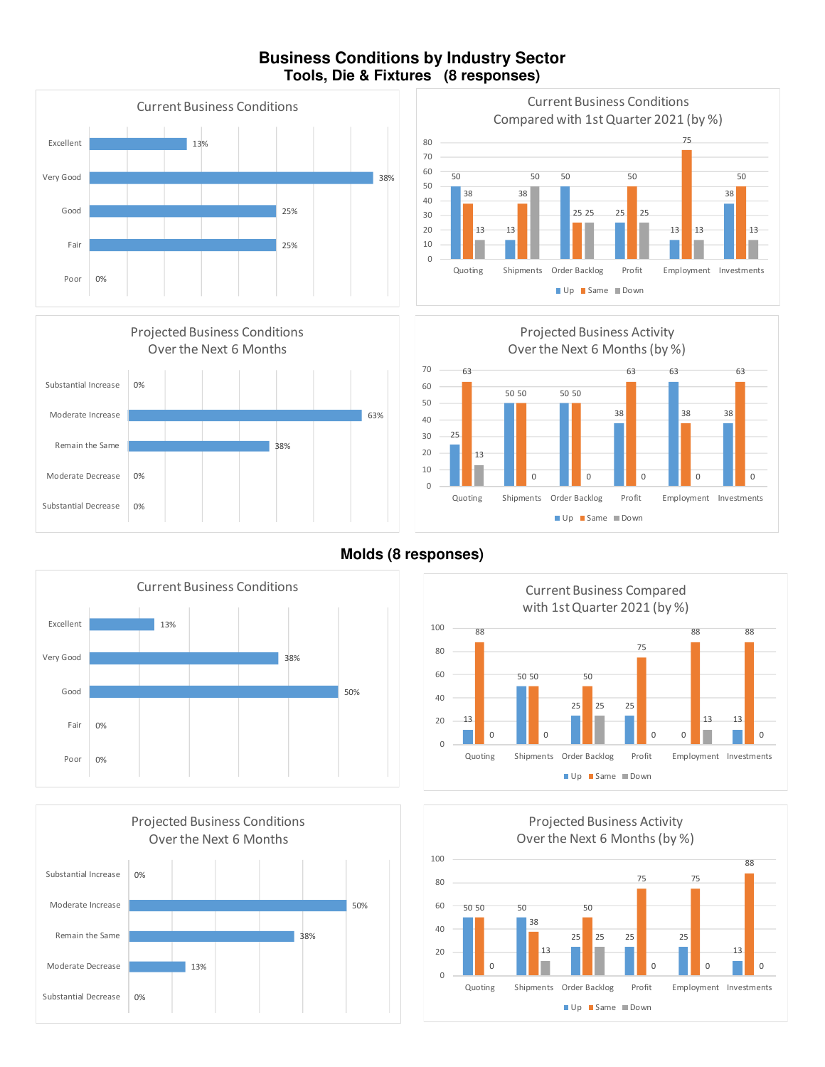# Business Conditions by Industry Sector

## Tools, Die & Fixtures (8 responses)

### Current Business Conditions

| Condition | % |
|---|---|
| Excellent | 13% |
| Very Good | 38% |
| Good | 25% |
| Fair | 25% |
| Poor | 0% |

### Current Business Conditions Compared with 1st Quarter 2021 (by %)

| | Up | Same | Down |
|---|---|---|---|
| Quoting | 50 | 38 | 13 |
| Shipments | 13 | 38 | 50 |
| Order Backlog | 50 | 25 | 25 |
| Profit | 25 | 50 | 25 |
| Employment | 13 | 75 | 13 |
| Investments | 38 | 50 | 13 |

### Projected Business Conditions Over the Next 6 Months

| Condition | % |
|---|---|
| Substantial Increase | 0% |
| Moderate Increase | 63% |
| Remain the Same | 38% |
| Moderate Decrease | 0% |
| Substantial Decrease | 0% |

### Projected Business Activity Over the Next 6 Months (by %)

| | Up | Same | Down |
|---|---|---|---|
| Quoting | 25 | 63 | 13 |
| Shipments | 50 | 50 | 0 |
| Order Backlog | 50 | 50 | 0 |
| Profit | 38 | 63 | 0 |
| Employment | 63 | 38 | 0 |
| Investments | 38 | 63 | 0 |

## Molds (8 responses)

### Current Business Conditions

| Condition | % |
|---|---|
| Excellent | 13% |
| Very Good | 38% |
| Good | 50% |
| Fair | 0% |
| Poor | 0% |

### Current Business Compared with 1st Quarter 2021 (by %)

| | Up | Same | Down |
|---|---|---|---|
| Quoting | 13 | 88 | 0 |
| Shipments | 50 | 50 | 0 |
| Order Backlog | 25 | 50 | 25 |
| Profit | 25 | 75 | 0 |
| Employment | 0 | 88 | 13 |
| Investments | 13 | 88 | 0 |

### Projected Business Conditions Over the Next 6 Months

| Condition | % |
|---|---|
| Substantial Increase | 0% |
| Moderate Increase | 50% |
| Remain the Same | 38% |
| Moderate Decrease | 13% |
| Substantial Decrease | 0% |

### Projected Business Activity Over the Next 6 Months (by %)

| | Up | Same | Down |
|---|---|---|---|
| Quoting | 50 | 50 | 0 |
| Shipments | 50 | 38 | 13 |
| Order Backlog | 25 | 50 | 25 |
| Profit | 25 | 75 | 0 |
| Employment | 25 | 75 | 0 |
| Investments | 13 | 88 | 0 |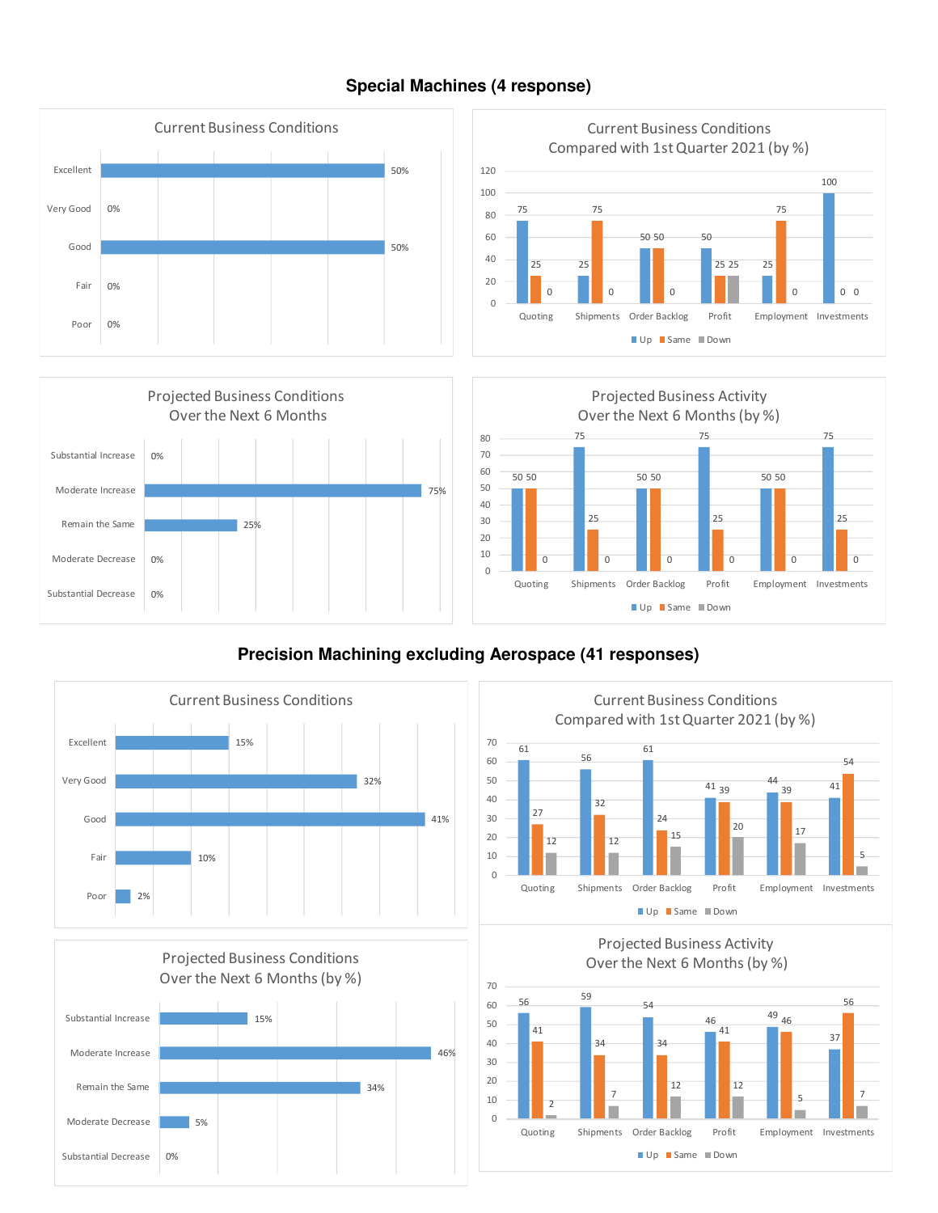## Special Machines (4 response)

### Current Business Conditions

| Condition | % |
|---|---|
| Excellent | 50% |
| Very Good | 0% |
| Good | 50% |
| Fair | 0% |
| Poor | 0% |

### Current Business Conditions Compared with 1st Quarter 2021 (by %)

| | Up | Same | Down |
|---|---|---|---|
| Quoting | 75 | 25 | 0 |
| Shipments | 25 | 75 | 0 |
| Order Backlog | 50 | 50 | 0 |
| Profit | 50 | 25 | 25 |
| Employment | 25 | 75 | 0 |
| Investments | 100 | 0 | 0 |

### Projected Business Conditions Over the Next 6 Months

| Condition | % |
|---|---|
| Substantial Increase | 0% |
| Moderate Increase | 75% |
| Remain the Same | 25% |
| Moderate Decrease | 0% |
| Substantial Decrease | 0% |

### Projected Business Activity Over the Next 6 Months (by %)

| | Up | Same | Down |
|---|---|---|---|
| Quoting | 50 | 50 | 0 |
| Shipments | 75 | 25 | 0 |
| Order Backlog | 50 | 50 | 0 |
| Profit | 75 | 25 | 0 |
| Employment | 50 | 50 | 0 |
| Investments | 75 | 25 | 0 |

## Precision Machining excluding Aerospace (41 responses)

### Current Business Conditions

| Condition | % |
|---|---|
| Excellent | 15% |
| Very Good | 32% |
| Good | 41% |
| Fair | 10% |
| Poor | 2% |

### Current Business Conditions Compared with 1st Quarter 2021 (by %)

| | Up | Same | Down |
|---|---|---|---|
| Quoting | 61 | 27 | 12 |
| Shipments | 56 | 32 | 12 |
| Order Backlog | 61 | 24 | 15 |
| Profit | 41 | 39 | 20 |
| Employment | 44 | 39 | 17 |
| Investments | 41 | 54 | 5 |

### Projected Business Conditions Over the Next 6 Months (by %)

| Condition | % |
|---|---|
| Substantial Increase | 15% |
| Moderate Increase | 46% |
| Remain the Same | 34% |
| Moderate Decrease | 5% |
| Substantial Decrease | 0% |

### Projected Business Activity Over the Next 6 Months (by %)

| | Up | Same | Down |
|---|---|---|---|
| Quoting | 56 | 41 | 2 |
| Shipments | 59 | 34 | 7 |
| Order Backlog | 54 | 34 | 12 |
| Profit | 46 | 41 | 12 |
| Employment | 49 | 46 | 5 |
| Investments | 37 | 56 | 7 |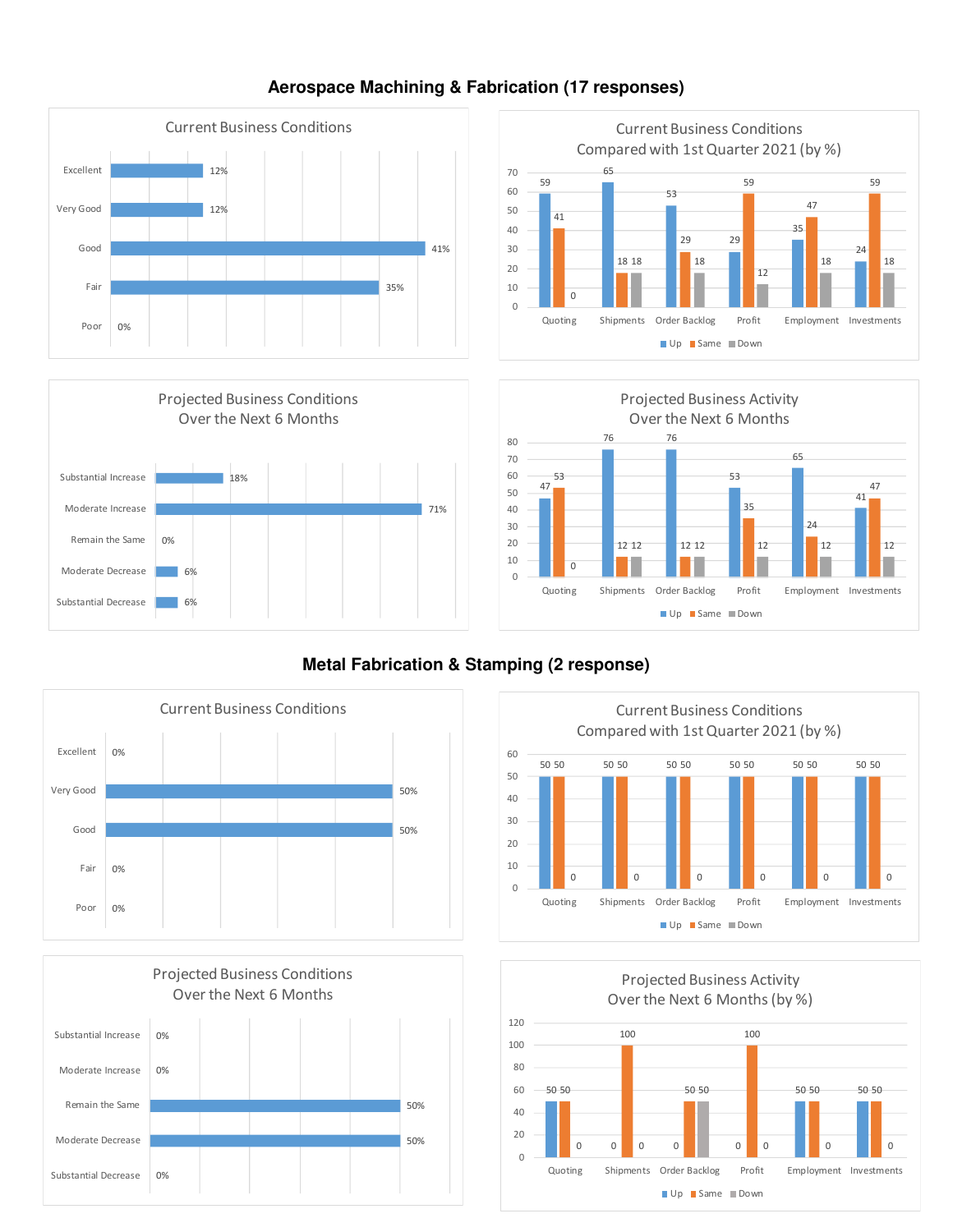## Aerospace Machining & Fabrication (17 responses)

### Current Business Conditions

| Rating | % |
|---|---|
| Excellent | 12% |
| Very Good | 12% |
| Good | 41% |
| Fair | 35% |
| Poor | 0% |

### Current Business Conditions Compared with 1st Quarter 2021 (by %)

| | Up | Same | Down |
|---|---|---|---|
| Quoting | 59 | 41 | 0 |
| Shipments | 65 | 18 | 18 |
| Order Backlog | 53 | 29 | 18 |
| Profit | 29 | 59 | 12 |
| Employment | 35 | 47 | 18 |
| Investments | 24 | 59 | 18 |

### Projected Business Conditions Over the Next 6 Months

| Projection | % |
|---|---|
| Substantial Increase | 18% |
| Moderate Increase | 71% |
| Remain the Same | 0% |
| Moderate Decrease | 6% |
| Substantial Decrease | 6% |

### Projected Business Activity Over the Next 6 Months

| | Up | Same | Down |
|---|---|---|---|
| Quoting | 47 | 53 | 0 |
| Shipments | 76 | 12 | 12 |
| Order Backlog | 76 | 12 | 12 |
| Profit | 53 | 35 | 12 |
| Employment | 65 | 24 | 12 |
| Investments | 41 | 47 | 12 |

## Metal Fabrication & Stamping (2 response)

### Current Business Conditions

| Rating | % |
|---|---|
| Excellent | 0% |
| Very Good | 50% |
| Good | 50% |
| Fair | 0% |
| Poor | 0% |

### Current Business Conditions Compared with 1st Quarter 2021 (by %)

| | Up | Same | Down |
|---|---|---|---|
| Quoting | 50 | 50 | 0 |
| Shipments | 50 | 50 | 0 |
| Order Backlog | 50 | 50 | 0 |
| Profit | 50 | 50 | 0 |
| Employment | 50 | 50 | 0 |
| Investments | 50 | 50 | 0 |

### Projected Business Conditions Over the Next 6 Months

| Projection | % |
|---|---|
| Substantial Increase | 0% |
| Moderate Increase | 0% |
| Remain the Same | 50% |
| Moderate Decrease | 50% |
| Substantial Decrease | 0% |

### Projected Business Activity Over the Next 6 Months (by %)

| | Up | Same | Down |
|---|---|---|---|
| Quoting | 50 | 50 | 0 |
| Shipments | 0 | 100 | 0 |
| Order Backlog | 0 | 50 | 50 |
| Profit | 0 | 100 | 0 |
| Employment | 50 | 50 | 0 |
| Investments | 50 | 50 | 0 |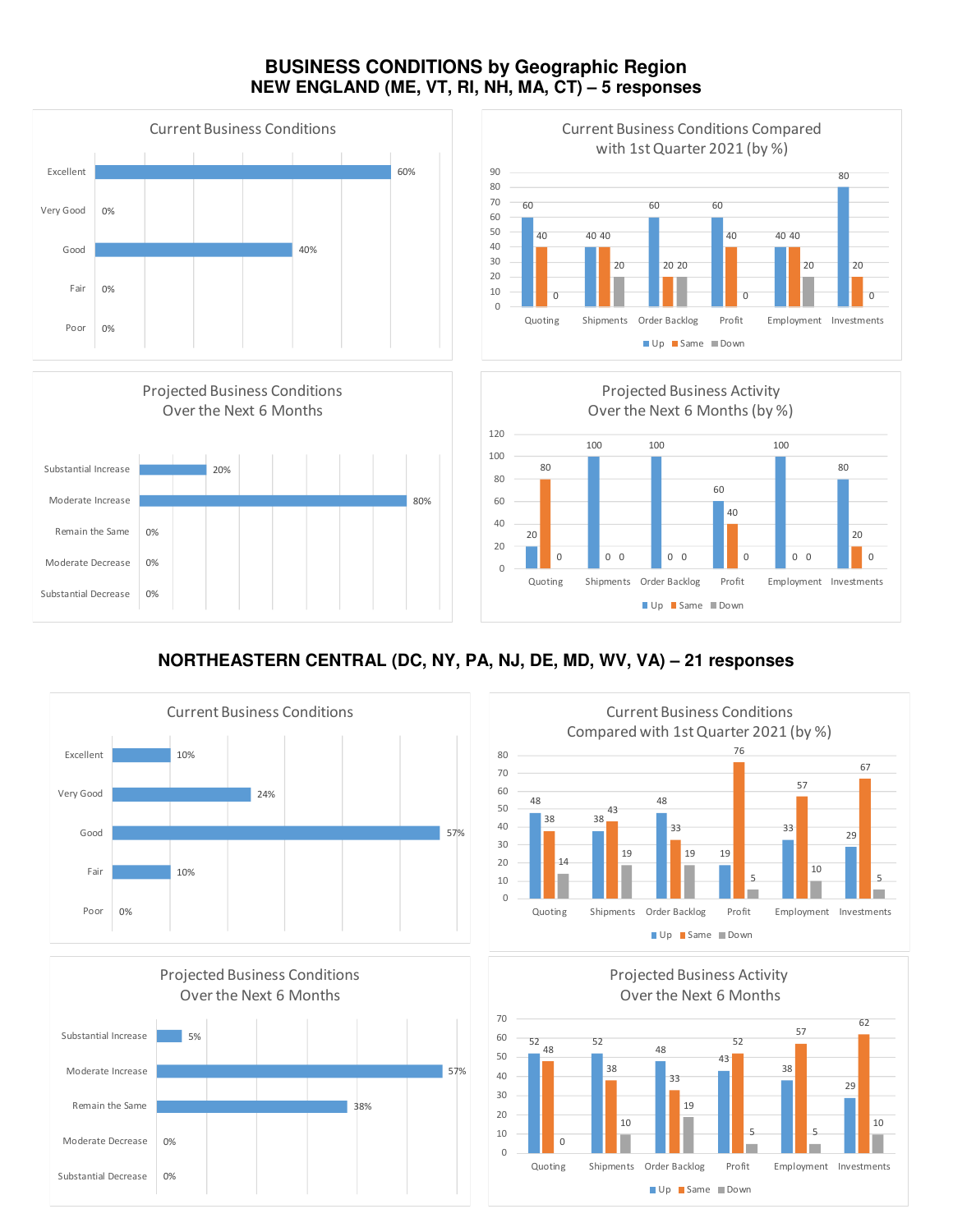# BUSINESS CONDITIONS by Geographic Region

## NEW ENGLAND (ME, VT, RI, NH, MA, CT) – 5 responses

### Current Business Conditions

| Rating | % |
|---|---|
| Excellent | 60% |
| Very Good | 0% |
| Good | 40% |
| Fair | 0% |
| Poor | 0% |

### Current Business Conditions Compared with 1st Quarter 2021 (by %)

| | Up | Same | Down |
|---|---|---|---|
| Quoting | 60 | 40 | 0 |
| Shipments | 40 | 40 | 20 |
| Order Backlog | 60 | 20 | 20 |
| Profit | 60 | 40 | 0 |
| Employment | 40 | 40 | 20 |
| Investments | 80 | 20 | 0 |

### Projected Business Conditions Over the Next 6 Months

| Projection | % |
|---|---|
| Substantial Increase | 20% |
| Moderate Increase | 80% |
| Remain the Same | 0% |
| Moderate Decrease | 0% |
| Substantial Decrease | 0% |

### Projected Business Activity Over the Next 6 Months (by %)

| | Up | Same | Down |
|---|---|---|---|
| Quoting | 20 | 80 | 0 |
| Shipments | 100 | 0 | 0 |
| Order Backlog | 100 | 0 | 0 |
| Profit | 60 | 40 | 0 |
| Employment | 100 | 0 | 0 |
| Investments | 80 | 20 | 0 |

## NORTHEASTERN CENTRAL (DC, NY, PA, NJ, DE, MD, WV, VA) – 21 responses

### Current Business Conditions

| Rating | % |
|---|---|
| Excellent | 10% |
| Very Good | 24% |
| Good | 57% |
| Fair | 10% |
| Poor | 0% |

### Current Business Conditions Compared with 1st Quarter 2021 (by %)

| | Up | Same | Down |
|---|---|---|---|
| Quoting | 48 | 38 | 14 |
| Shipments | 38 | 43 | 19 |
| Order Backlog | 48 | 33 | 19 |
| Profit | 19 | 76 | 5 |
| Employment | 33 | 57 | 10 |
| Investments | 29 | 67 | 5 |

### Projected Business Conditions Over the Next 6 Months

| Projection | % |
|---|---|
| Substantial Increase | 5% |
| Moderate Increase | 57% |
| Remain the Same | 38% |
| Moderate Decrease | 0% |
| Substantial Decrease | 0% |

### Projected Business Activity Over the Next 6 Months

| | Up | Same | Down |
|---|---|---|---|
| Quoting | 52 | 48 | 0 |
| Shipments | 52 | 38 | 10 |
| Order Backlog | 48 | 33 | 19 |
| Profit | 43 | 52 | 5 |
| Employment | 38 | 57 | 5 |
| Investments | 29 | 62 | 10 |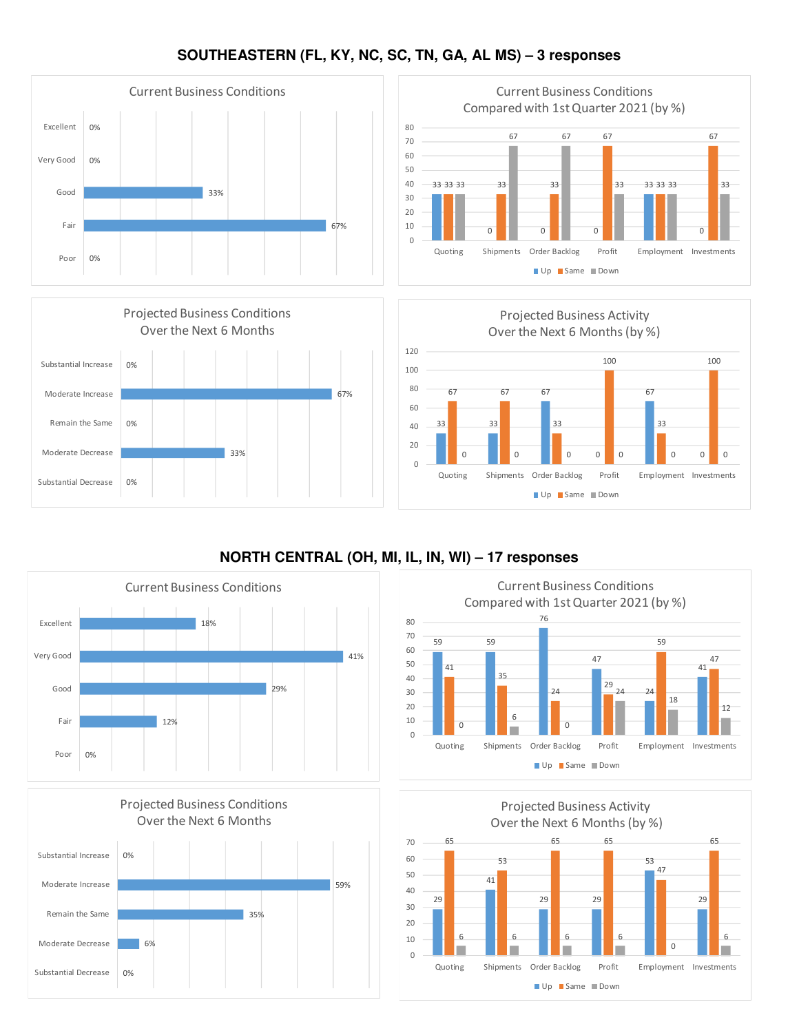## SOUTHEASTERN (FL, KY, NC, SC, TN, GA, AL MS) – 3 responses

### Current Business Conditions

| Condition | % |
|---|---|
| Excellent | 0% |
| Very Good | 0% |
| Good | 33% |
| Fair | 67% |
| Poor | 0% |

### Current Business Conditions Compared with 1st Quarter 2021 (by %)

| | Up | Same | Down |
|---|---|---|---|
| Quoting | 33 | 33 | 33 |
| Shipments | 0 | 33 | 67 |
| Order Backlog | 0 | 33 | 67 |
| Profit | 0 | 67 | 33 |
| Employment | 33 | 33 | 33 |
| Investments | 0 | 67 | 33 |

### Projected Business Conditions Over the Next 6 Months

| Condition | % |
|---|---|
| Substantial Increase | 0% |
| Moderate Increase | 67% |
| Remain the Same | 0% |
| Moderate Decrease | 33% |
| Substantial Decrease | 0% |

### Projected Business Activity Over the Next 6 Months (by %)

| | Up | Same | Down |
|---|---|---|---|
| Quoting | 33 | 67 | 0 |
| Shipments | 33 | 67 | 0 |
| Order Backlog | 67 | 33 | 0 |
| Profit | 0 | 100 | 0 |
| Employment | 67 | 33 | 0 |
| Investments | 0 | 100 | 0 |

## NORTH CENTRAL (OH, MI, IL, IN, WI) – 17 responses

### Current Business Conditions

| Condition | % |
|---|---|
| Excellent | 18% |
| Very Good | 41% |
| Good | 29% |
| Fair | 12% |
| Poor | 0% |

### Current Business Conditions Compared with 1st Quarter 2021 (by %)

| | Up | Same | Down |
|---|---|---|---|
| Quoting | 59 | 41 | 0 |
| Shipments | 59 | 35 | 6 |
| Order Backlog | 76 | 24 | 0 |
| Profit | 47 | 29 | 24 |
| Employment | 24 | 59 | 18 |
| Investments | 41 | 47 | 12 |

### Projected Business Conditions Over the Next 6 Months

| Condition | % |
|---|---|
| Substantial Increase | 0% |
| Moderate Increase | 59% |
| Remain the Same | 35% |
| Moderate Decrease | 6% |
| Substantial Decrease | 0% |

### Projected Business Activity Over the Next 6 Months (by %)

| | Up | Same | Down |
|---|---|---|---|
| Quoting | 29 | 65 | 6 |
| Shipments | 41 | 53 | 6 |
| Order Backlog | 29 | 65 | 6 |
| Profit | 29 | 65 | 6 |
| Employment | 53 | 47 | 0 |
| Investments | 29 | 65 | 6 |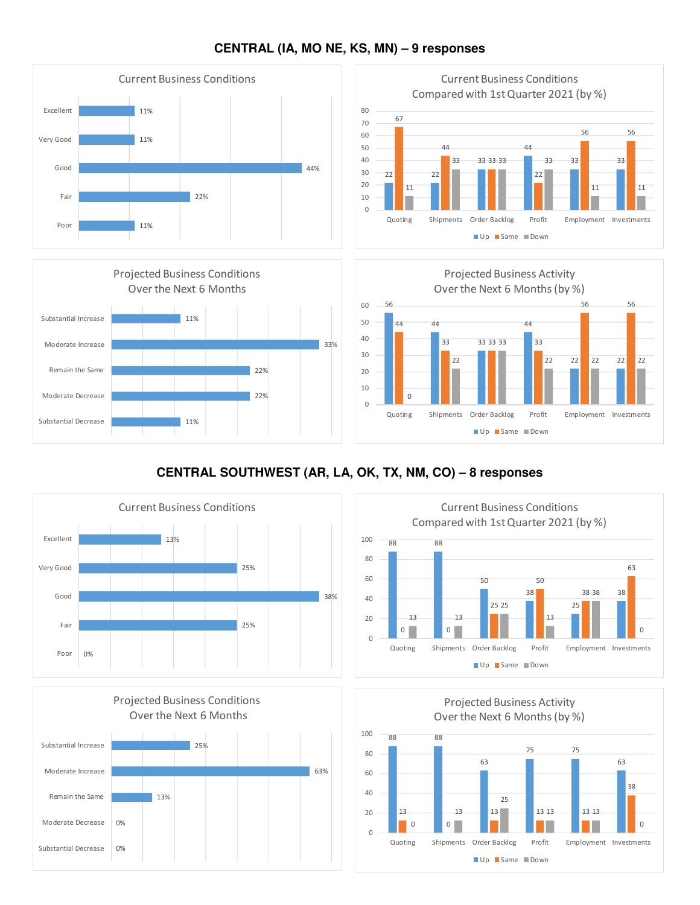## CENTRAL (IA, MO NE, KS, MN) – 9 responses

**Current Business Conditions**

| Rating | % |
|---|---|
| Excellent | 11% |
| Very Good | 11% |
| Good | 44% |
| Fair | 22% |
| Poor | 11% |

**Current Business Conditions Compared with 1st Quarter 2021 (by %)**

| | Up | Same | Down |
|---|---|---|---|
| Quoting | 22 | 67 | 11 |
| Shipments | 22 | 44 | 33 |
| Order Backlog | 33 | 33 | 33 |
| Profit | 44 | 22 | 33 |
| Employment | 33 | 56 | 11 |
| Investments | 33 | 56 | 11 |

**Projected Business Conditions Over the Next 6 Months**

| Projection | % |
|---|---|
| Substantial Increase | 11% |
| Moderate Increase | 33% |
| Remain the Same | 22% |
| Moderate Decrease | 22% |
| Substantial Decrease | 11% |

**Projected Business Activity Over the Next 6 Months (by %)**

| | Up | Same | Down |
|---|---|---|---|
| Quoting | 56 | 44 | 0 |
| Shipments | 44 | 33 | 22 |
| Order Backlog | 33 | 33 | 33 |
| Profit | 44 | 33 | 22 |
| Employment | 22 | 56 | 22 |
| Investments | 22 | 56 | 22 |

## CENTRAL SOUTHWEST (AR, LA, OK, TX, NM, CO) – 8 responses

**Current Business Conditions**

| Rating | % |
|---|---|
| Excellent | 13% |
| Very Good | 25% |
| Good | 38% |
| Fair | 25% |
| Poor | 0% |

**Current Business Conditions Compared with 1st Quarter 2021 (by %)**

| | Up | Same | Down |
|---|---|---|---|
| Quoting | 88 | 0 | 13 |
| Shipments | 88 | 0 | 13 |
| Order Backlog | 50 | 25 | 25 |
| Profit | 38 | 50 | 13 |
| Employment | 25 | 38 | 38 |
| Investments | 38 | 63 | 0 |

**Projected Business Conditions Over the Next 6 Months**

| Projection | % |
|---|---|
| Substantial Increase | 25% |
| Moderate Increase | 63% |
| Remain the Same | 13% |
| Moderate Decrease | 0% |
| Substantial Decrease | 0% |

**Projected Business Activity Over the Next 6 Months (by %)**

| | Up | Same | Down |
|---|---|---|---|
| Quoting | 88 | 13 | 0 |
| Shipments | 88 | 0 | 13 |
| Order Backlog | 63 | 13 | 25 |
| Profit | 75 | 13 | 13 |
| Employment | 75 | 13 | 13 |
| Investments | 63 | 38 | 0 |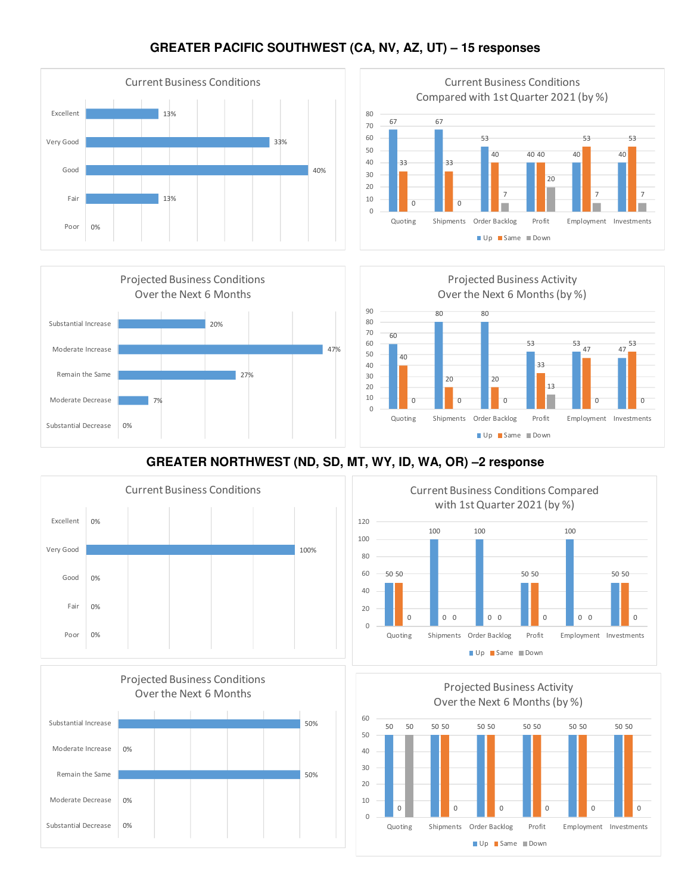## GREATER PACIFIC SOUTHWEST (CA, NV, AZ, UT) – 15 responses

Current Business Conditions

Excellent
Very Good
Good
Fair
Poor

13%
33%
40%
13%
0%

Current Business Conditions
Compared with 1st Quarter 2021 (by %)

80
70
60
50
40
30
20
10
0

67 33 0
67 33 0
53 40 7
40 40 20
40 53 7
40 53 7

Quoting
Shipments
Order Backlog
Profit
Employment
Investments

Up
Same
Down

Projected Business Conditions
Over the Next 6 Months

Substantial Increase
Moderate Increase
Remain the Same
Moderate Decrease
Substantial Decrease

20%
47%
27%
7%
0%

Projected Business Activity
Over the Next 6 Months (by %)

90
80
70
60
50
40
30
20
10
0

60 40 0
80 20 0
80 20 0
53 33 13
53 47 0
47 53 0

Quoting
Shipments
Order Backlog
Profit
Employment
Investments

Up
Same
Down

## GREATER NORTHWEST (ND, SD, MT, WY, ID, WA, OR) –2 response

Current Business Conditions

Excellent
Very Good
Good
Fair
Poor

0%
100%
0%
0%
0%

Current Business Conditions Compared
with 1st Quarter 2021 (by %)

120
100
80
60
40
20
0

50 50 0
100 0 0
100 0 0
50 50 0
100 0 0
50 50 0

Quoting
Shipments
Order Backlog
Profit
Employment
Investments

Up
Same
Down

Projected Business Conditions
Over the Next 6 Months

Substantial Increase
Moderate Increase
Remain the Same
Moderate Decrease
Substantial Decrease

50%
0%
50%
0%
0%

Projected Business Activity
Over the Next 6 Months (by %)

60
50
40
30
20
10
0

50 0 50
50 50 0
50 50 0
50 50 0
50 50 0
50 50 0

Quoting
Shipments
Order Backlog
Profit
Employment
Investments

Up
Same
Down